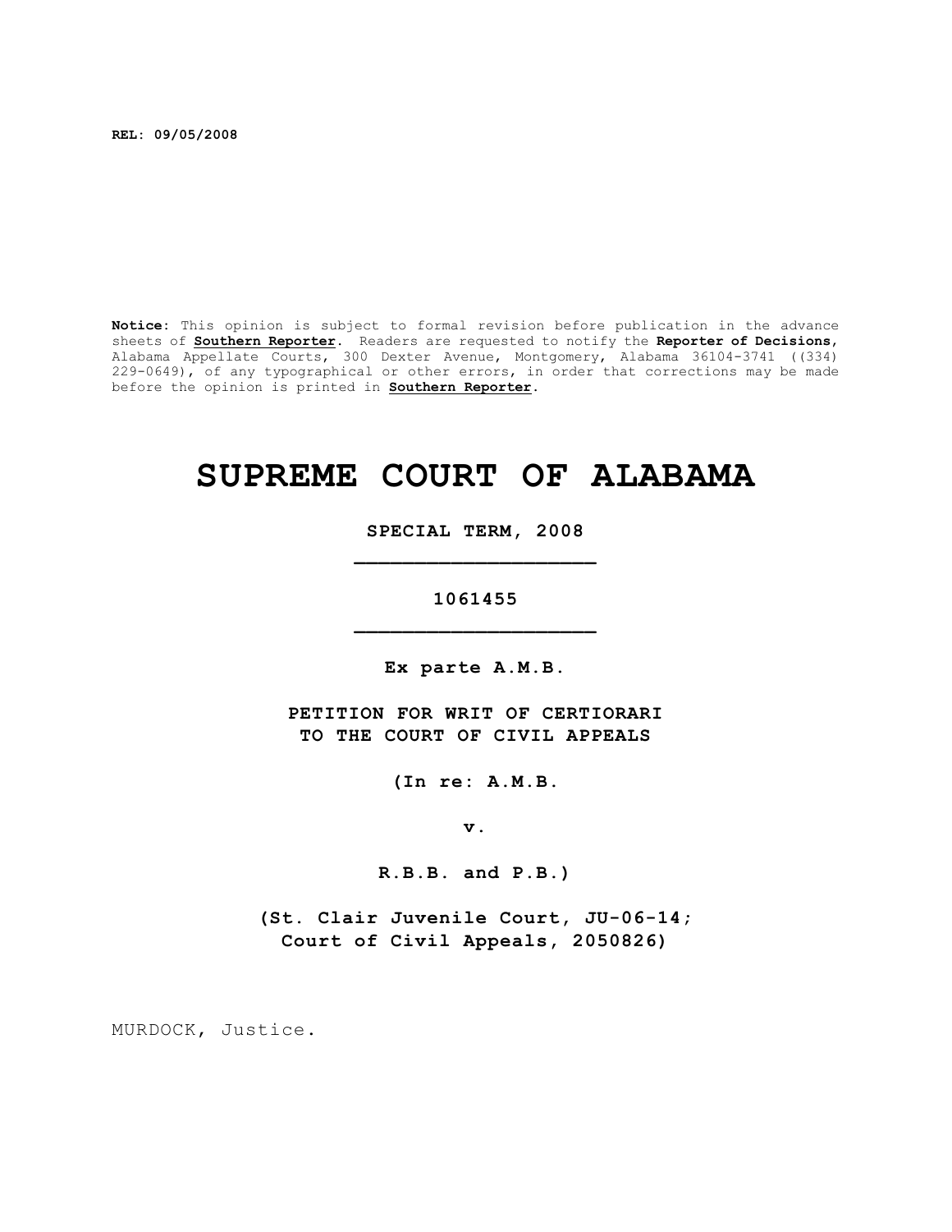**REL: 09/05/2008**

**Notice:** This opinion is subject to formal revision before publication in the advance sheets of **Southern Reporter**. Readers are requested to notify the **Reporter of Decisions**, Alabama Appellate Courts, 300 Dexter Avenue, Montgomery, Alabama 36104-3741 ((334) 229-0649), of any typographical or other errors, in order that corrections may be made before the opinion is printed in **Southern Reporter**.

# SUPREME COURT OF ALABAMA

**SPECIAL TERM, 2008**

---

**1061455**

---

**Ex parte A.M.B.**

**PETITION FOR WRIT OF CERTIORARI TO THE COURT OF CIVIL APPEALS**

**(In re: A.M.B.**

**v.**

**R.B.B. and P.B.)**

**(St. Clair Juvenile Court, JU-06-14; Court of Civil Appeals, 2050826)**

MURDOCK, Justice.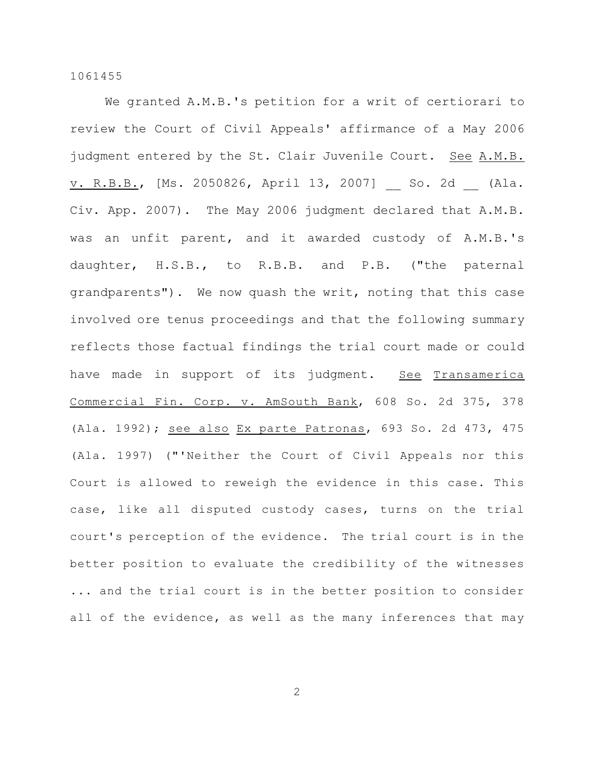We granted A.M.B.'s petition for a writ of certiorari to review the Court of Civil Appeals' affirmance of a May 2006 judgment entered by the St. Clair Juvenile Court. See A.M.B. v. R.B.B., [Ms. 2050826, April 13, 2007] __ So. 2d __ (Ala. Civ. App. 2007). The May 2006 judgment declared that A.M.B. was an unfit parent, and it awarded custody of A.M.B.'s daughter, H.S.B., to R.B.B. and P.B. ("the paternal grandparents"). We now quash the writ, noting that this case involved ore tenus proceedings and that the following summary reflects those factual findings the trial court made or could have made in support of its judgment. See Transamerica Commercial Fin. Corp. v. AmSouth Bank, 608 So. 2d 375, 378 (Ala. 1992); see also Ex parte Patronas, 693 So. 2d 473, 475 (Ala. 1997) ("'Neither the Court of Civil Appeals nor this Court is allowed to reweigh the evidence in this case. This case, like all disputed custody cases, turns on the trial court's perception of the evidence. The trial court is in the better position to evaluate the credibility of the witnesses ... and the trial court is in the better position to consider all of the evidence, as well as the many inferences that may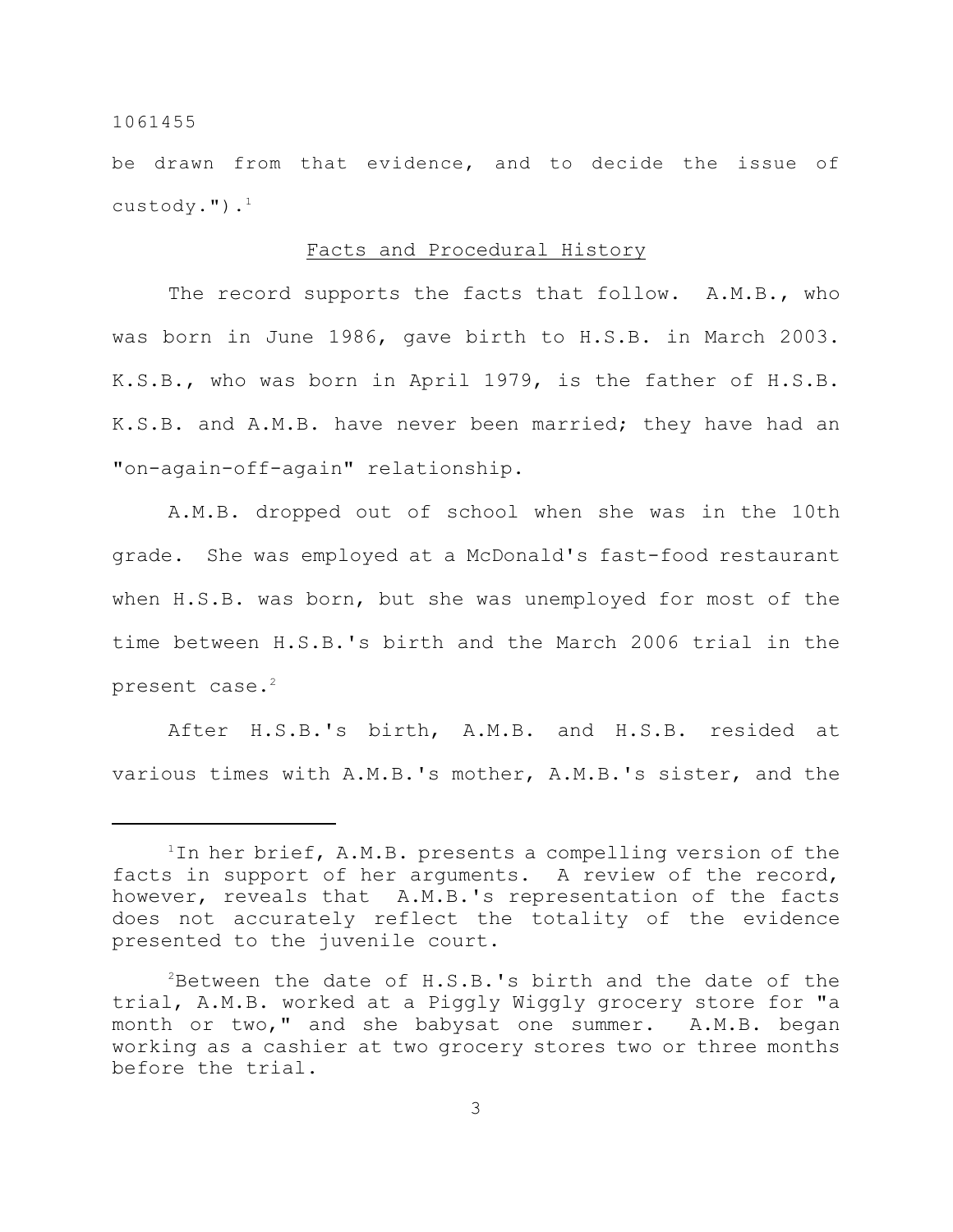be drawn from that evidence, and to decide the issue of custody.").[1]

## Facts and Procedural History

The record supports the facts that follow. A.M.B., who was born in June 1986, gave birth to H.S.B. in March 2003. K.S.B., who was born in April 1979, is the father of H.S.B. K.S.B. and A.M.B. have never been married; they have had an "on-again-off-again" relationship.

A.M.B. dropped out of school when she was in the 10th grade. She was employed at a McDonald's fast-food restaurant when H.S.B. was born, but she was unemployed for most of the time between H.S.B.'s birth and the March 2006 trial in the present case.[2]

After H.S.B.'s birth, A.M.B. and H.S.B. resided at various times with A.M.B.'s mother, A.M.B.'s sister, and the

---

[1]In her brief, A.M.B. presents a compelling version of the facts in support of her arguments. A review of the record, however, reveals that A.M.B.'s representation of the facts does not accurately reflect the totality of the evidence presented to the juvenile court.

[2]Between the date of H.S.B.'s birth and the date of the trial, A.M.B. worked at a Piggly Wiggly grocery store for "a month or two," and she babysat one summer. A.M.B. began working as a cashier at two grocery stores two or three months before the trial.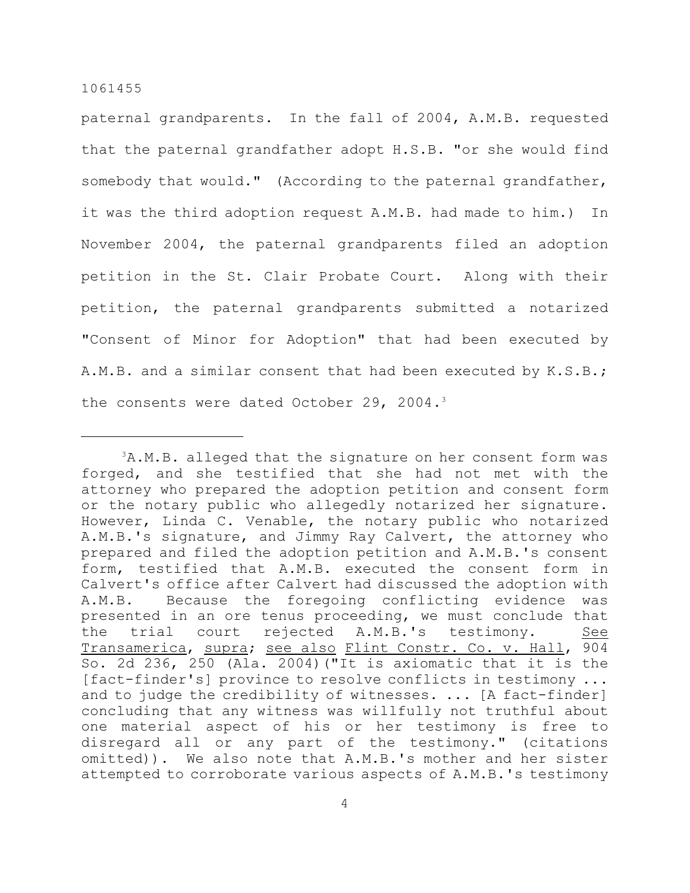paternal grandparents. In the fall of 2004, A.M.B. requested that the paternal grandfather adopt H.S.B. "or she would find somebody that would." (According to the paternal grandfather, it was the third adoption request A.M.B. had made to him.) In November 2004, the paternal grandparents filed an adoption petition in the St. Clair Probate Court. Along with their petition, the paternal grandparents submitted a notarized "Consent of Minor for Adoption" that had been executed by A.M.B. and a similar consent that had been executed by K.S.B.; the consents were dated October 29, 2004.[3]

---

[3]A.M.B. alleged that the signature on her consent form was forged, and she testified that she had not met with the attorney who prepared the adoption petition and consent form or the notary public who allegedly notarized her signature. However, Linda C. Venable, the notary public who notarized A.M.B.'s signature, and Jimmy Ray Calvert, the attorney who prepared and filed the adoption petition and A.M.B.'s consent form, testified that A.M.B. executed the consent form in Calvert's office after Calvert had discussed the adoption with A.M.B. Because the foregoing conflicting evidence was presented in an ore tenus proceeding, we must conclude that the trial court rejected A.M.B.'s testimony. See Transamerica, supra; see also Flint Constr. Co. v. Hall, 904 So. 2d 236, 250 (Ala. 2004)("It is axiomatic that it is the [fact-finder's] province to resolve conflicts in testimony ... and to judge the credibility of witnesses. ... [A fact-finder] concluding that any witness was willfully not truthful about one material aspect of his or her testimony is free to disregard all or any part of the testimony." (citations omitted)). We also note that A.M.B.'s mother and her sister attempted to corroborate various aspects of A.M.B.'s testimony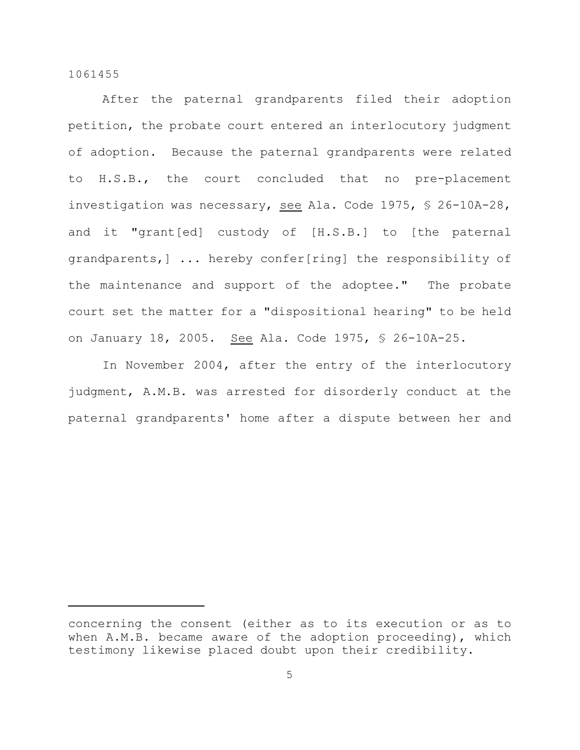After the paternal grandparents filed their adoption petition, the probate court entered an interlocutory judgment of adoption. Because the paternal grandparents were related to H.S.B., the court concluded that no pre-placement investigation was necessary, see Ala. Code 1975, § 26-10A-28, and it "grant[ed] custody of [H.S.B.] to [the paternal grandparents,] ... hereby confer[ring] the responsibility of the maintenance and support of the adoptee." The probate court set the matter for a "dispositional hearing" to be held on January 18, 2005. See Ala. Code 1975, § 26-10A-25.

In November 2004, after the entry of the interlocutory judgment, A.M.B. was arrested for disorderly conduct at the paternal grandparents' home after a dispute between her and

---

concerning the consent (either as to its execution or as to when A.M.B. became aware of the adoption proceeding), which testimony likewise placed doubt upon their credibility.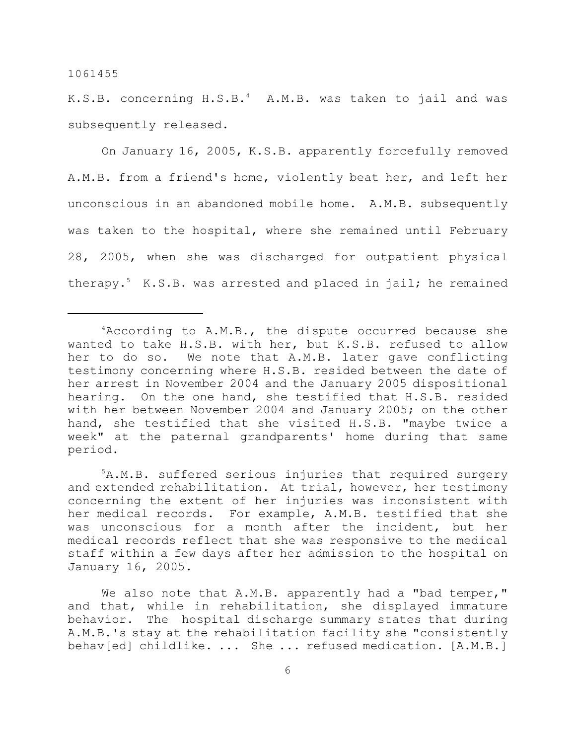K.S.B. concerning H.S.B.[4] A.M.B. was taken to jail and was subsequently released.

On January 16, 2005, K.S.B. apparently forcefully removed A.M.B. from a friend's home, violently beat her, and left her unconscious in an abandoned mobile home. A.M.B. subsequently was taken to the hospital, where she remained until February 28, 2005, when she was discharged for outpatient physical therapy.[5] K.S.B. was arrested and placed in jail; he remained

---

[4]According to A.M.B., the dispute occurred because she wanted to take H.S.B. with her, but K.S.B. refused to allow her to do so. We note that A.M.B. later gave conflicting testimony concerning where H.S.B. resided between the date of her arrest in November 2004 and the January 2005 dispositional hearing. On the one hand, she testified that H.S.B. resided with her between November 2004 and January 2005; on the other hand, she testified that she visited H.S.B. "maybe twice a week" at the paternal grandparents' home during that same period.

[5]A.M.B. suffered serious injuries that required surgery and extended rehabilitation. At trial, however, her testimony concerning the extent of her injuries was inconsistent with her medical records. For example, A.M.B. testified that she was unconscious for a month after the incident, but her medical records reflect that she was responsive to the medical staff within a few days after her admission to the hospital on January 16, 2005.

We also note that A.M.B. apparently had a "bad temper," and that, while in rehabilitation, she displayed immature behavior. The hospital discharge summary states that during A.M.B.'s stay at the rehabilitation facility she "consistently behav[ed] childlike. ... She ... refused medication. [A.M.B.]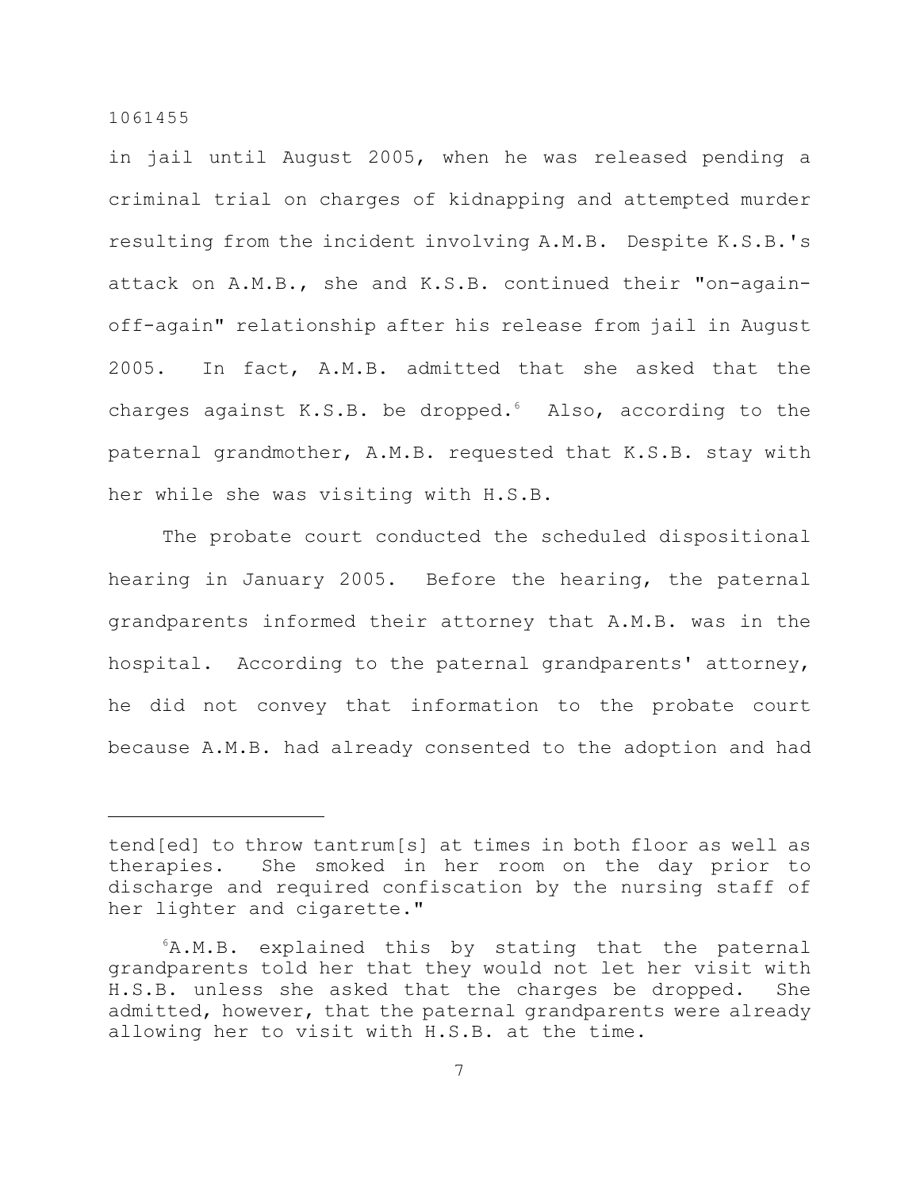in jail until August 2005, when he was released pending a criminal trial on charges of kidnapping and attempted murder resulting from the incident involving A.M.B. Despite K.S.B.'s attack on A.M.B., she and K.S.B. continued their "on-again-off-again" relationship after his release from jail in August 2005. In fact, A.M.B. admitted that she asked that the charges against K.S.B. be dropped.[6] Also, according to the paternal grandmother, A.M.B. requested that K.S.B. stay with her while she was visiting with H.S.B.

The probate court conducted the scheduled dispositional hearing in January 2005. Before the hearing, the paternal grandparents informed their attorney that A.M.B. was in the hospital. According to the paternal grandparents' attorney, he did not convey that information to the probate court because A.M.B. had already consented to the adoption and had

---

tend[ed] to throw tantrum[s] at times in both floor as well as therapies. She smoked in her room on the day prior to discharge and required confiscation by the nursing staff of her lighter and cigarette."

[6]A.M.B. explained this by stating that the paternal grandparents told her that they would not let her visit with H.S.B. unless she asked that the charges be dropped. She admitted, however, that the paternal grandparents were already allowing her to visit with H.S.B. at the time.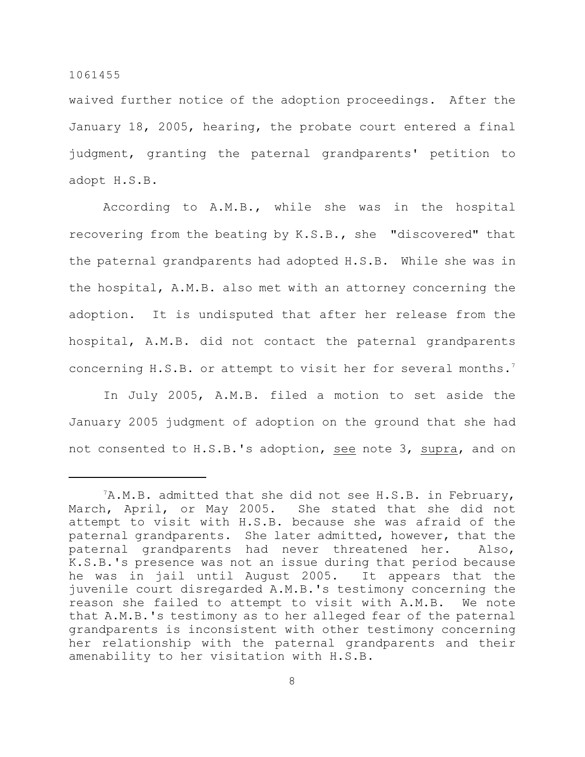waived further notice of the adoption proceedings. After the January 18, 2005, hearing, the probate court entered a final judgment, granting the paternal grandparents' petition to adopt H.S.B.

According to A.M.B., while she was in the hospital recovering from the beating by K.S.B., she "discovered" that the paternal grandparents had adopted H.S.B. While she was in the hospital, A.M.B. also met with an attorney concerning the adoption. It is undisputed that after her release from the hospital, A.M.B. did not contact the paternal grandparents concerning H.S.B. or attempt to visit her for several months.[7]

In July 2005, A.M.B. filed a motion to set aside the January 2005 judgment of adoption on the ground that she had not consented to H.S.B.'s adoption, see note 3, supra, and on

---

[7]A.M.B. admitted that she did not see H.S.B. in February, March, April, or May 2005. She stated that she did not attempt to visit with H.S.B. because she was afraid of the paternal grandparents. She later admitted, however, that the paternal grandparents had never threatened her. Also, K.S.B.'s presence was not an issue during that period because he was in jail until August 2005. It appears that the juvenile court disregarded A.M.B.'s testimony concerning the reason she failed to attempt to visit with A.M.B. We note that A.M.B.'s testimony as to her alleged fear of the paternal grandparents is inconsistent with other testimony concerning her relationship with the paternal grandparents and their amenability to her visitation with H.S.B.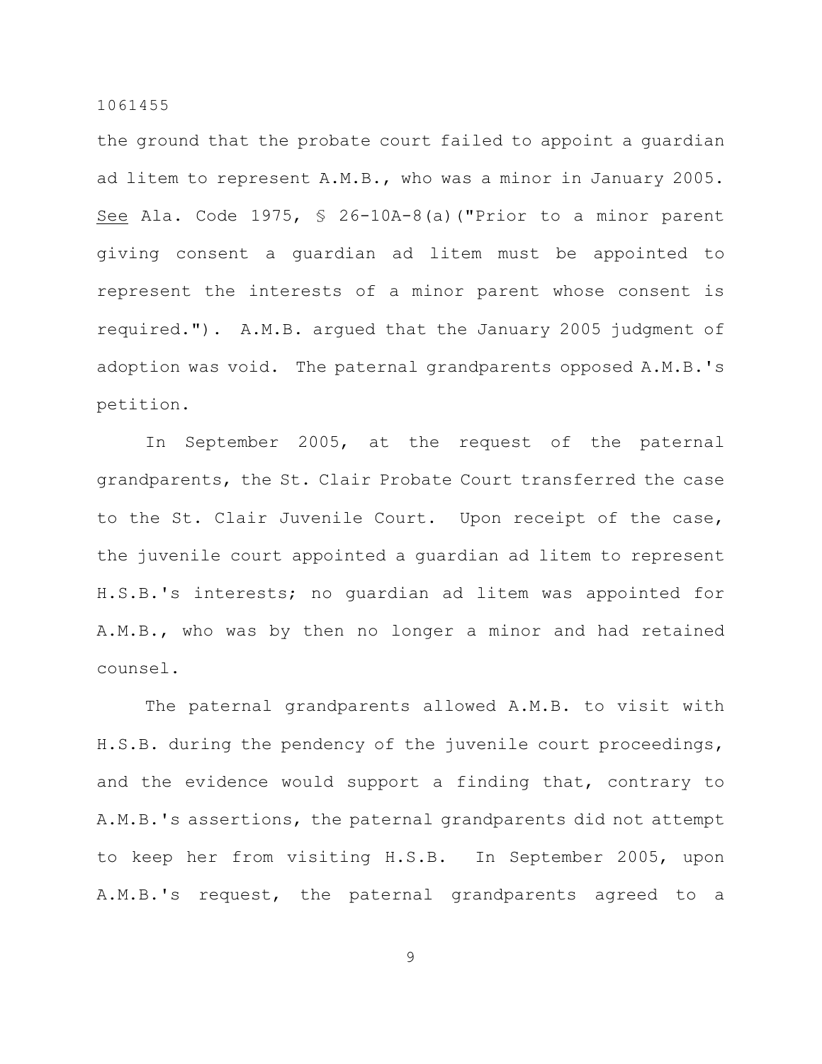the ground that the probate court failed to appoint a guardian ad litem to represent A.M.B., who was a minor in January 2005. See Ala. Code 1975, § 26-10A-8(a)("Prior to a minor parent giving consent a guardian ad litem must be appointed to represent the interests of a minor parent whose consent is required."). A.M.B. argued that the January 2005 judgment of adoption was void. The paternal grandparents opposed A.M.B.'s petition.

In September 2005, at the request of the paternal grandparents, the St. Clair Probate Court transferred the case to the St. Clair Juvenile Court. Upon receipt of the case, the juvenile court appointed a guardian ad litem to represent H.S.B.'s interests; no guardian ad litem was appointed for A.M.B., who was by then no longer a minor and had retained counsel.

The paternal grandparents allowed A.M.B. to visit with H.S.B. during the pendency of the juvenile court proceedings, and the evidence would support a finding that, contrary to A.M.B.'s assertions, the paternal grandparents did not attempt to keep her from visiting H.S.B. In September 2005, upon A.M.B.'s request, the paternal grandparents agreed to a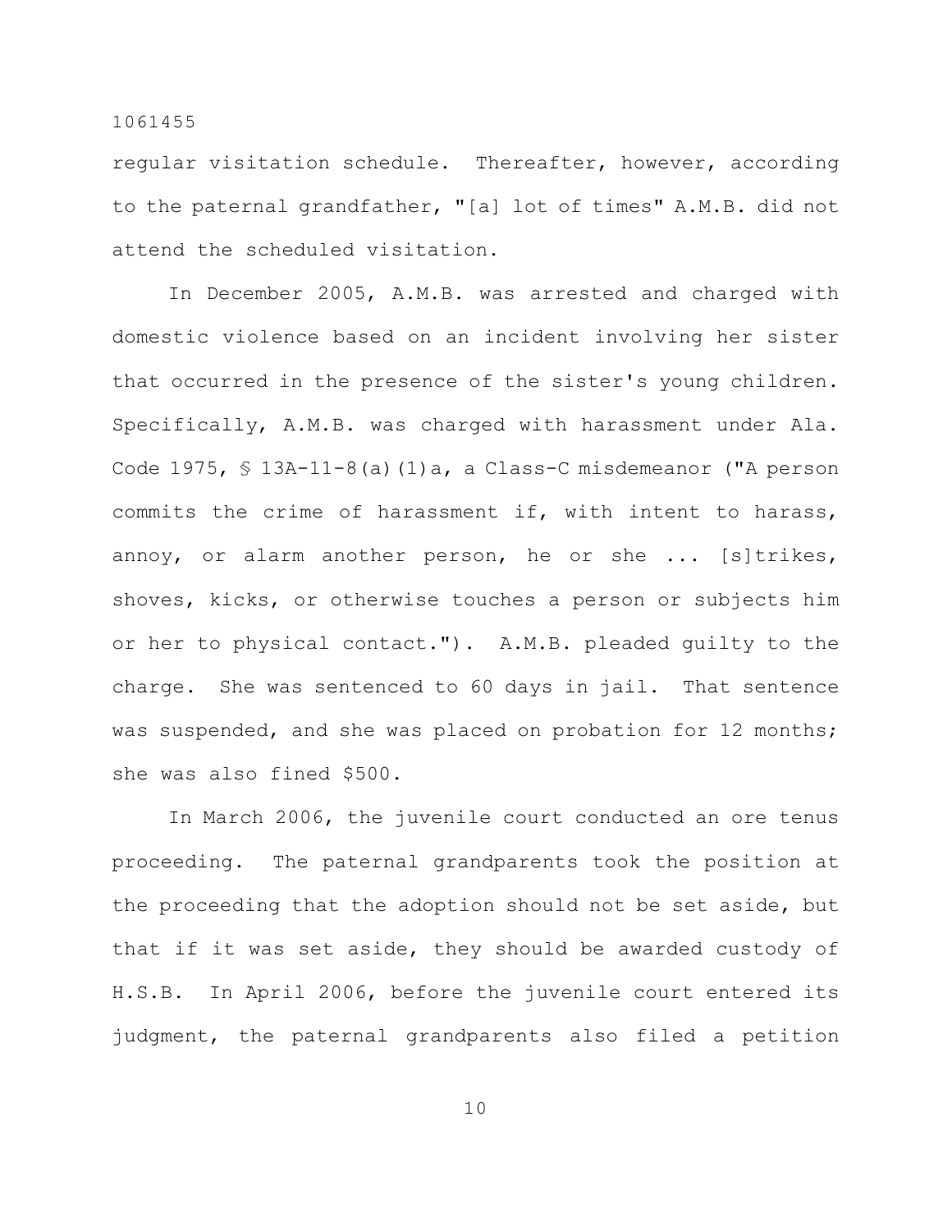regular visitation schedule. Thereafter, however, according to the paternal grandfather, "[a] lot of times" A.M.B. did not attend the scheduled visitation.

In December 2005, A.M.B. was arrested and charged with domestic violence based on an incident involving her sister that occurred in the presence of the sister's young children. Specifically, A.M.B. was charged with harassment under Ala. Code 1975, § 13A-11-8(a)(1)a, a Class-C misdemeanor ("A person commits the crime of harassment if, with intent to harass, annoy, or alarm another person, he or she ... [s]trikes, shoves, kicks, or otherwise touches a person or subjects him or her to physical contact."). A.M.B. pleaded guilty to the charge. She was sentenced to 60 days in jail. That sentence was suspended, and she was placed on probation for 12 months; she was also fined $500.

In March 2006, the juvenile court conducted an ore tenus proceeding. The paternal grandparents took the position at the proceeding that the adoption should not be set aside, but that if it was set aside, they should be awarded custody of H.S.B. In April 2006, before the juvenile court entered its judgment, the paternal grandparents also filed a petition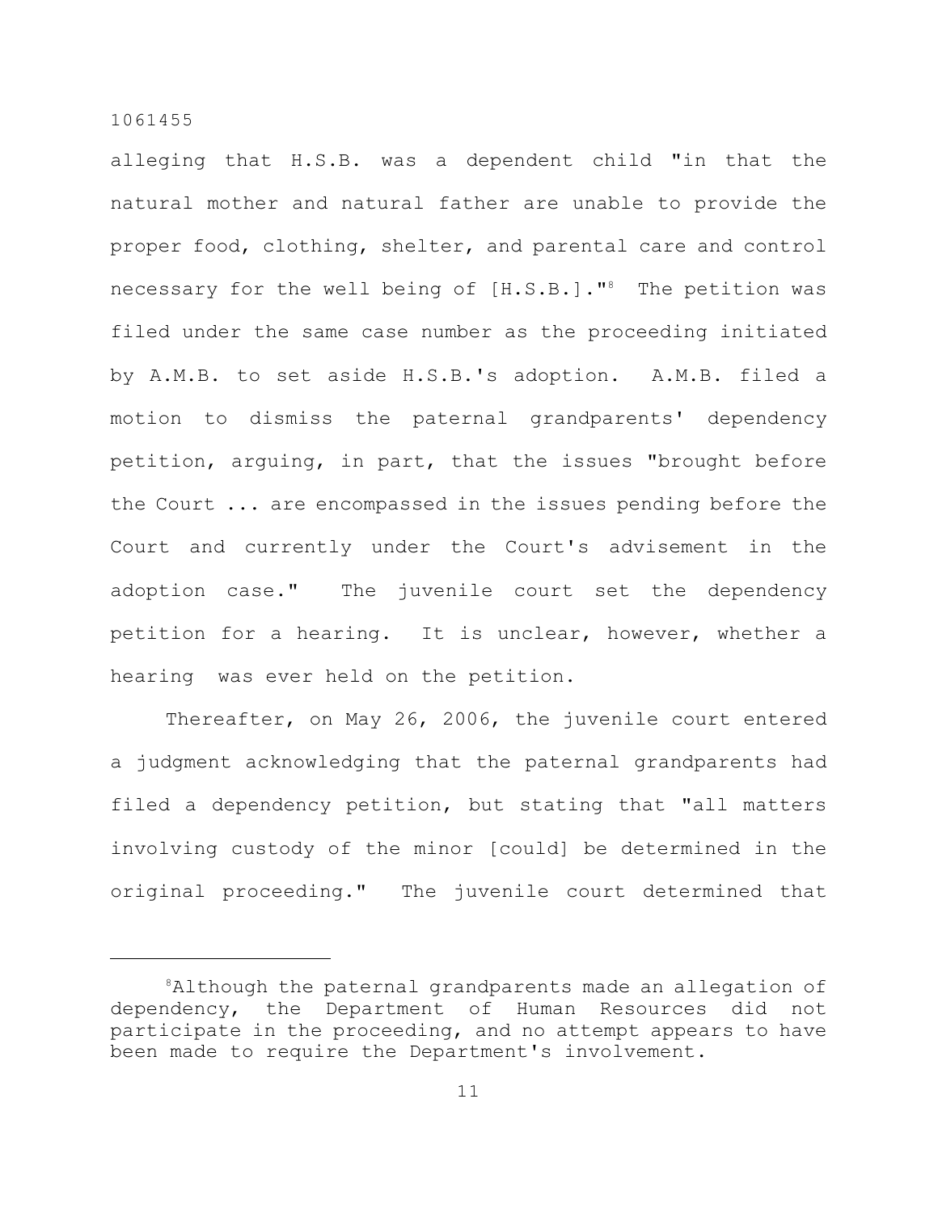alleging that H.S.B. was a dependent child "in that the natural mother and natural father are unable to provide the proper food, clothing, shelter, and parental care and control necessary for the well being of [H.S.B.]."[8] The petition was filed under the same case number as the proceeding initiated by A.M.B. to set aside H.S.B.'s adoption. A.M.B. filed a motion to dismiss the paternal grandparents' dependency petition, arguing, in part, that the issues "brought before the Court ... are encompassed in the issues pending before the Court and currently under the Court's advisement in the adoption case." The juvenile court set the dependency petition for a hearing. It is unclear, however, whether a hearing was ever held on the petition.

Thereafter, on May 26, 2006, the juvenile court entered a judgment acknowledging that the paternal grandparents had filed a dependency petition, but stating that "all matters involving custody of the minor [could] be determined in the original proceeding." The juvenile court determined that

---

[8]Although the paternal grandparents made an allegation of dependency, the Department of Human Resources did not participate in the proceeding, and no attempt appears to have been made to require the Department's involvement.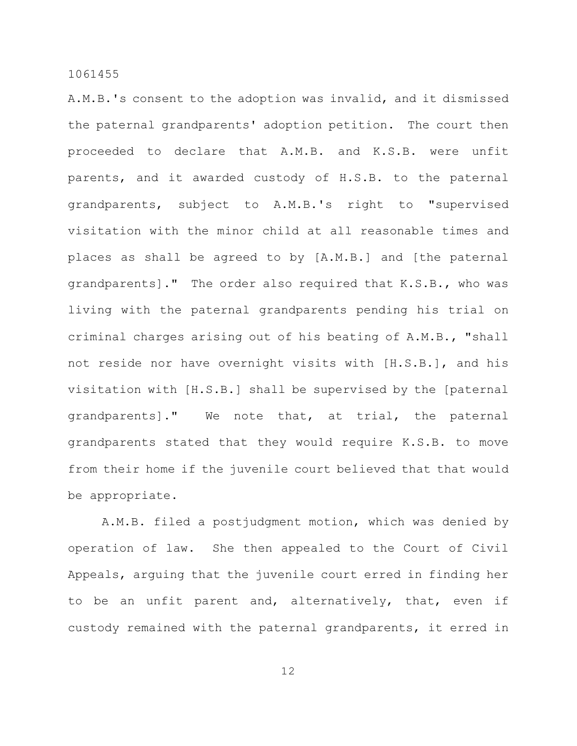A.M.B.'s consent to the adoption was invalid, and it dismissed the paternal grandparents' adoption petition. The court then proceeded to declare that A.M.B. and K.S.B. were unfit parents, and it awarded custody of H.S.B. to the paternal grandparents, subject to A.M.B.'s right to "supervised visitation with the minor child at all reasonable times and places as shall be agreed to by [A.M.B.] and [the paternal grandparents]." The order also required that K.S.B., who was living with the paternal grandparents pending his trial on criminal charges arising out of his beating of A.M.B., "shall not reside nor have overnight visits with [H.S.B.], and his visitation with [H.S.B.] shall be supervised by the [paternal grandparents]." We note that, at trial, the paternal grandparents stated that they would require K.S.B. to move from their home if the juvenile court believed that that would be appropriate.

A.M.B. filed a postjudgment motion, which was denied by operation of law. She then appealed to the Court of Civil Appeals, arguing that the juvenile court erred in finding her to be an unfit parent and, alternatively, that, even if custody remained with the paternal grandparents, it erred in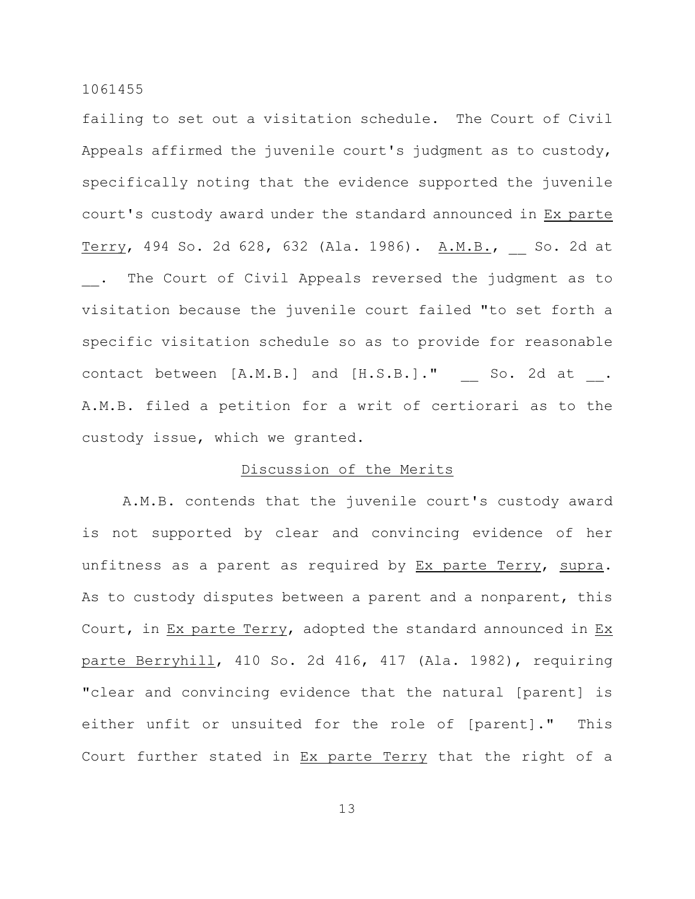failing to set out a visitation schedule. The Court of Civil Appeals affirmed the juvenile court's judgment as to custody, specifically noting that the evidence supported the juvenile court's custody award under the standard announced in Ex parte Terry, 494 So. 2d 628, 632 (Ala. 1986). A.M.B., __ So. 2d at __. The Court of Civil Appeals reversed the judgment as to visitation because the juvenile court failed "to set forth a specific visitation schedule so as to provide for reasonable contact between [A.M.B.] and [H.S.B.]." __ So. 2d at __. A.M.B. filed a petition for a writ of certiorari as to the custody issue, which we granted.

## Discussion of the Merits

A.M.B. contends that the juvenile court's custody award is not supported by clear and convincing evidence of her unfitness as a parent as required by Ex parte Terry, supra. As to custody disputes between a parent and a nonparent, this Court, in Ex parte Terry, adopted the standard announced in Ex parte Berryhill, 410 So. 2d 416, 417 (Ala. 1982), requiring "clear and convincing evidence that the natural [parent] is either unfit or unsuited for the role of [parent]." This Court further stated in Ex parte Terry that the right of a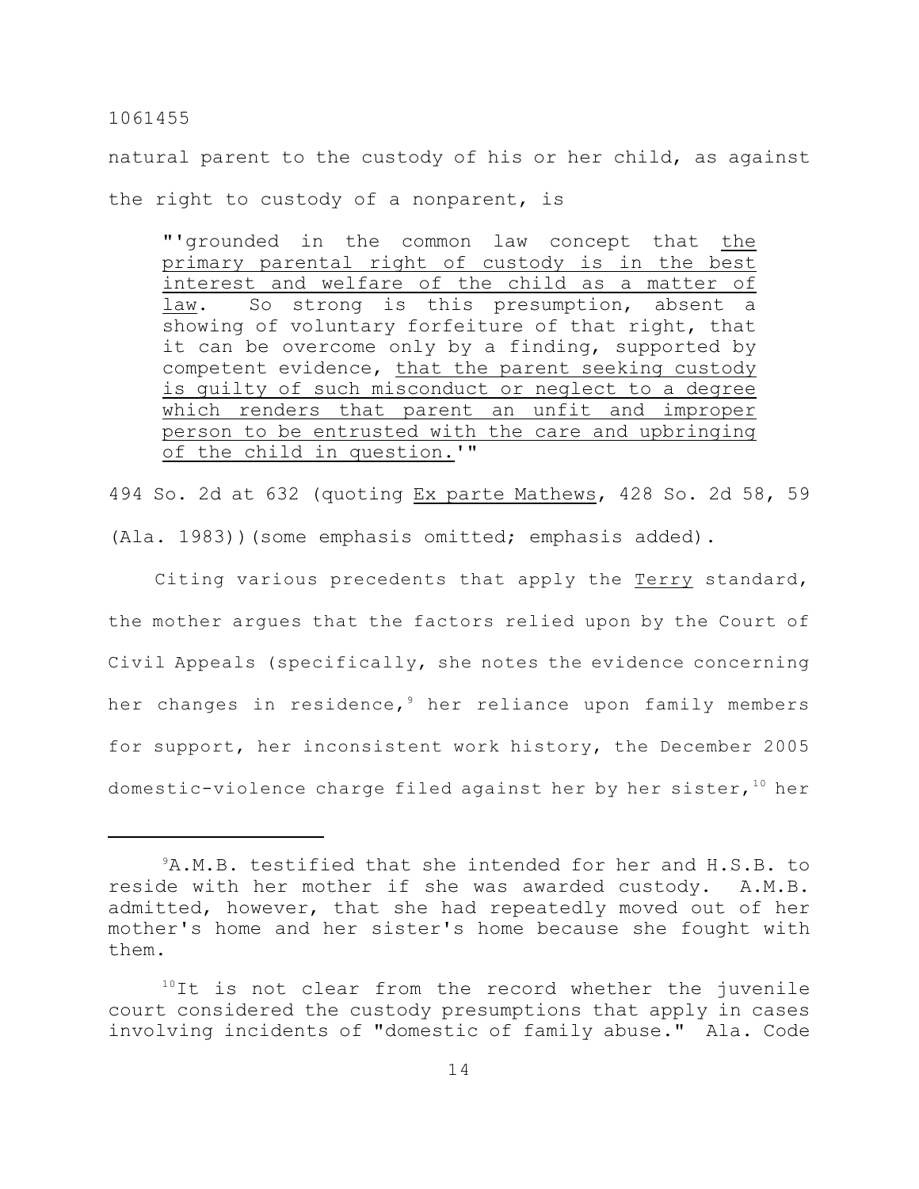natural parent to the custody of his or her child, as against the right to custody of a nonparent, is

> "'grounded in the common law concept that the primary parental right of custody is in the best interest and welfare of the child as a matter of law. So strong is this presumption, absent a showing of voluntary forfeiture of that right, that it can be overcome only by a finding, supported by competent evidence, that the parent seeking custody is guilty of such misconduct or neglect to a degree which renders that parent an unfit and improper person to be entrusted with the care and upbringing of the child in question.'"

494 So. 2d at 632 (quoting Ex parte Mathews, 428 So. 2d 58, 59 (Ala. 1983))(some emphasis omitted; emphasis added).

Citing various precedents that apply the Terry standard, the mother argues that the factors relied upon by the Court of Civil Appeals (specifically, she notes the evidence concerning her changes in residence,[9] her reliance upon family members for support, her inconsistent work history, the December 2005 domestic-violence charge filed against her by her sister,[10] her

---

[9] A.M.B. testified that she intended for her and H.S.B. to reside with her mother if she was awarded custody. A.M.B. admitted, however, that she had repeatedly moved out of her mother's home and her sister's home because she fought with them.

[10] It is not clear from the record whether the juvenile court considered the custody presumptions that apply in cases involving incidents of "domestic of family abuse." Ala. Code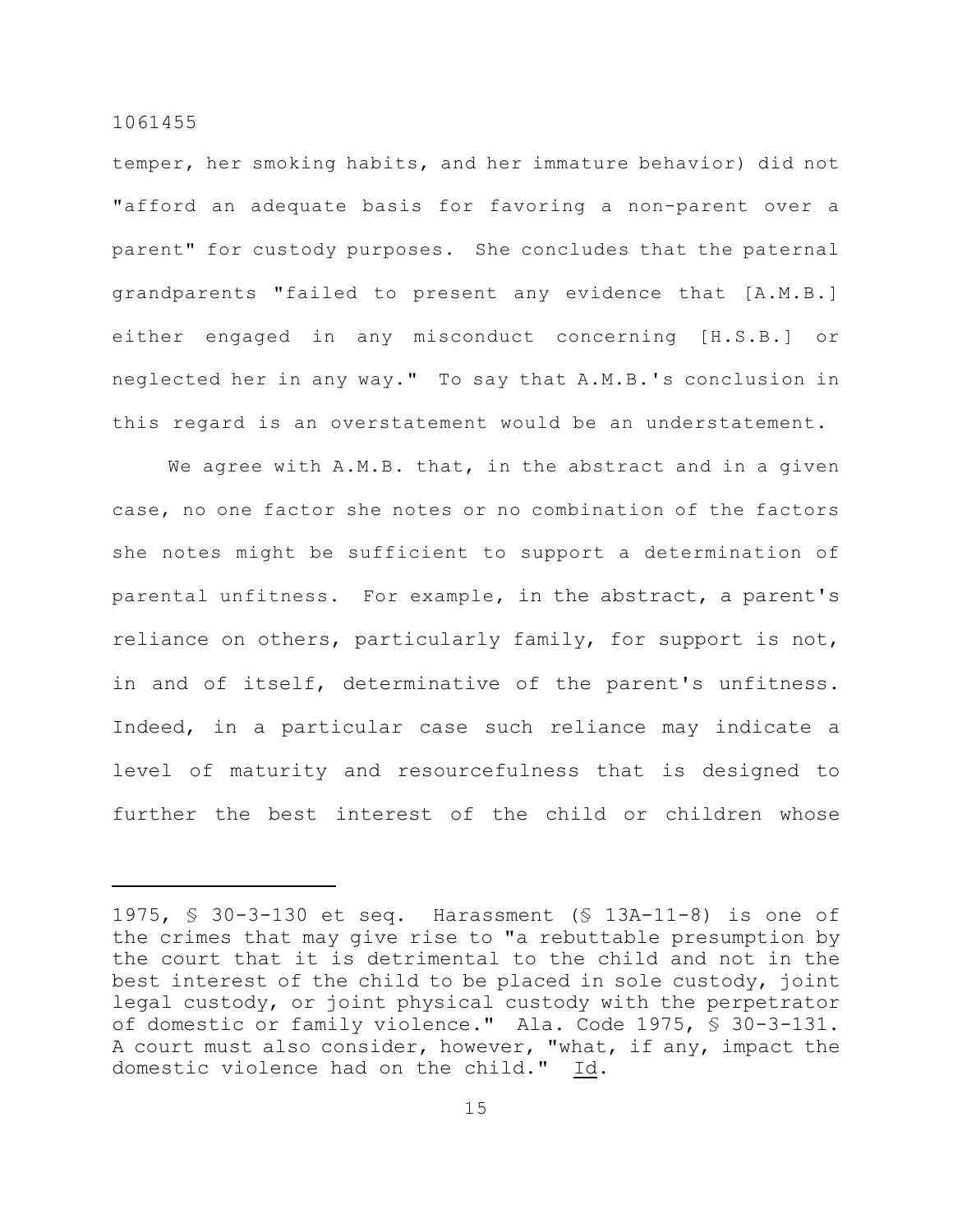temper, her smoking habits, and her immature behavior) did not "afford an adequate basis for favoring a non-parent over a parent" for custody purposes. She concludes that the paternal grandparents "failed to present any evidence that [A.M.B.] either engaged in any misconduct concerning [H.S.B.] or neglected her in any way." To say that A.M.B.'s conclusion in this regard is an overstatement would be an understatement.

We agree with A.M.B. that, in the abstract and in a given case, no one factor she notes or no combination of the factors she notes might be sufficient to support a determination of parental unfitness. For example, in the abstract, a parent's reliance on others, particularly family, for support is not, in and of itself, determinative of the parent's unfitness. Indeed, in a particular case such reliance may indicate a level of maturity and resourcefulness that is designed to further the best interest of the child or children whose

---

1975, § 30-3-130 et seq. Harassment (§ 13A-11-8) is one of the crimes that may give rise to "a rebuttable presumption by the court that it is detrimental to the child and not in the best interest of the child to be placed in sole custody, joint legal custody, or joint physical custody with the perpetrator of domestic or family violence." Ala. Code 1975, § 30-3-131. A court must also consider, however, "what, if any, impact the domestic violence had on the child." Id.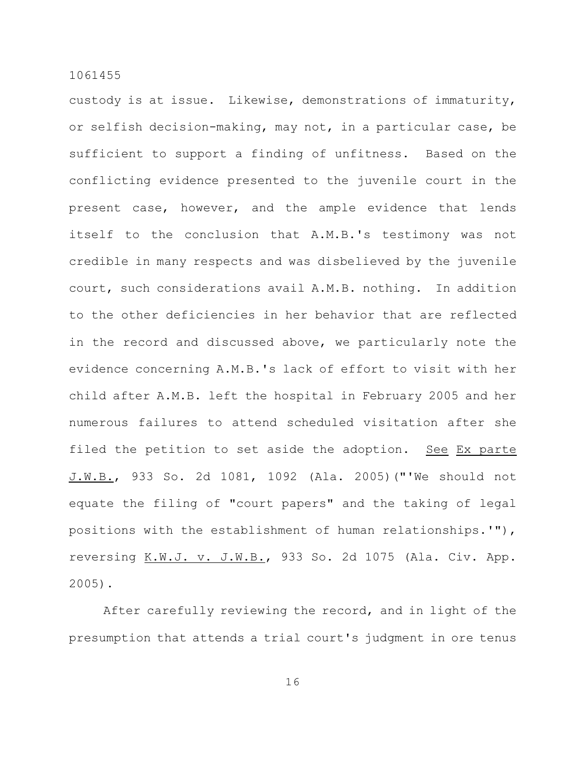custody is at issue. Likewise, demonstrations of immaturity, or selfish decision-making, may not, in a particular case, be sufficient to support a finding of unfitness. Based on the conflicting evidence presented to the juvenile court in the present case, however, and the ample evidence that lends itself to the conclusion that A.M.B.'s testimony was not credible in many respects and was disbelieved by the juvenile court, such considerations avail A.M.B. nothing. In addition to the other deficiencies in her behavior that are reflected in the record and discussed above, we particularly note the evidence concerning A.M.B.'s lack of effort to visit with her child after A.M.B. left the hospital in February 2005 and her numerous failures to attend scheduled visitation after she filed the petition to set aside the adoption. See Ex parte J.W.B., 933 So. 2d 1081, 1092 (Ala. 2005)("'We should not equate the filing of "court papers" and the taking of legal positions with the establishment of human relationships.'"), reversing K.W.J. v. J.W.B., 933 So. 2d 1075 (Ala. Civ. App. 2005).

After carefully reviewing the record, and in light of the presumption that attends a trial court's judgment in ore tenus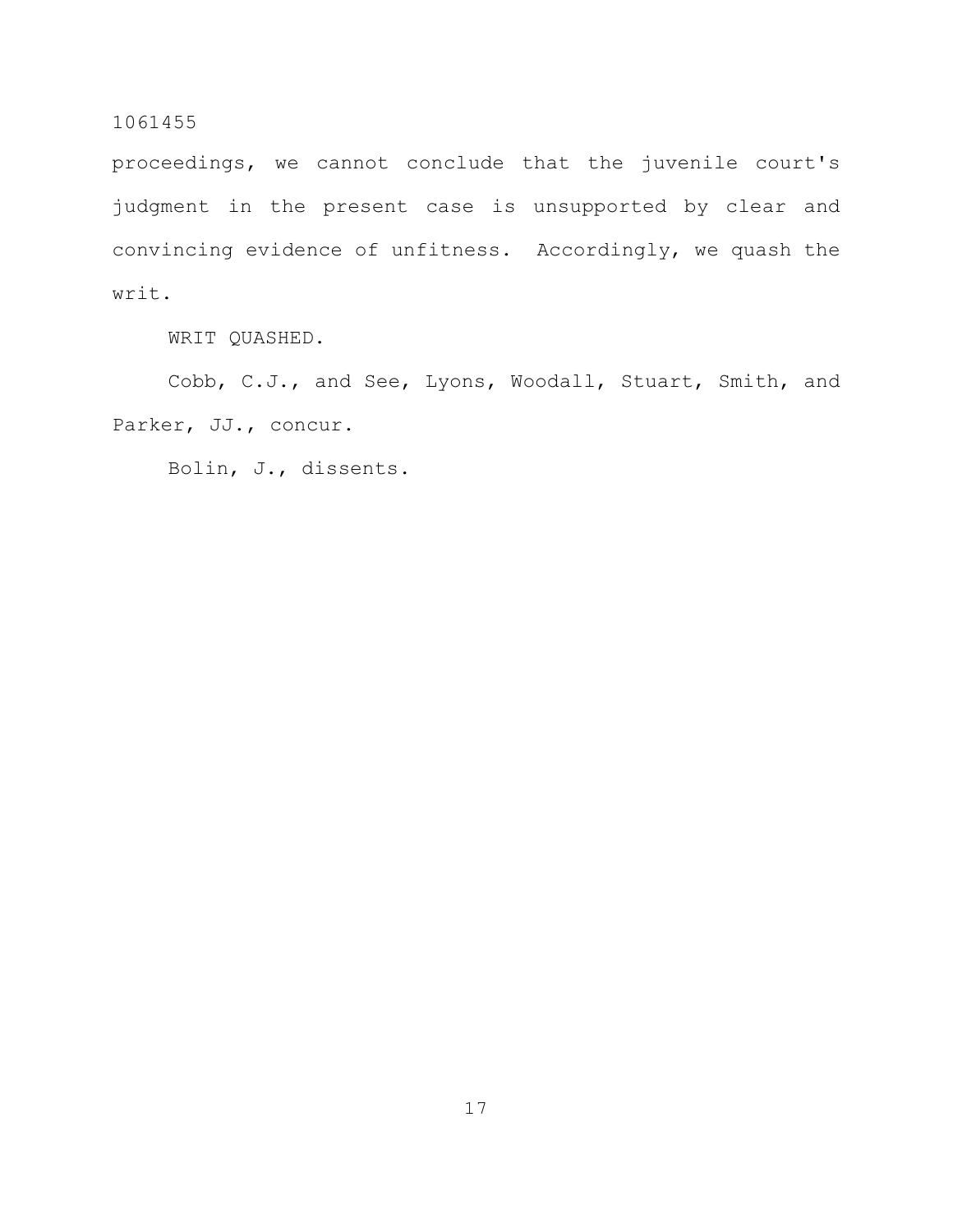proceedings, we cannot conclude that the juvenile court's judgment in the present case is unsupported by clear and convincing evidence of unfitness. Accordingly, we quash the writ.

WRIT QUASHED.

Cobb, C.J., and See, Lyons, Woodall, Stuart, Smith, and Parker, JJ., concur.

Bolin, J., dissents.